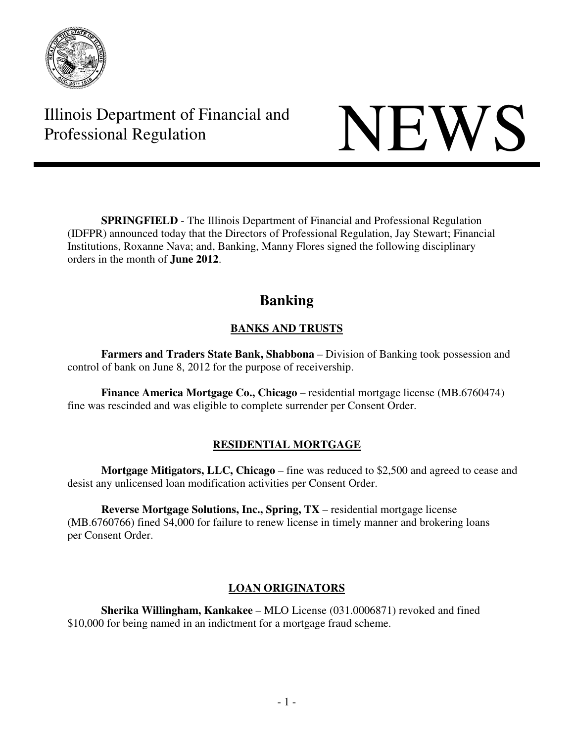# Illinois Department of Financial and Professional Regulation

# NEWS

**SPRINGFIELD** - The Illinois Department of Financial and Professional Regulation (IDFPR) announced today that the Directors of Professional Regulation, Jay Stewart; Financial Institutions, Roxanne Nava; and, Banking, Manny Flores signed the following disciplinary orders in the month of **June 2012**.

## Banking

### BANKS AND TRUSTS

**Farmers and Traders State Bank, Shabbona** – Division of Banking took possession and control of bank on June 8, 2012 for the purpose of receivership.

**Finance America Mortgage Co., Chicago** – residential mortgage license (MB.6760474) fine was rescinded and was eligible to complete surrender per Consent Order.

### RESIDENTIAL MORTGAGE

**Mortgage Mitigators, LLC, Chicago** – fine was reduced to $2,500 and agreed to cease and desist any unlicensed loan modification activities per Consent Order.

**Reverse Mortgage Solutions, Inc., Spring, TX** – residential mortgage license (MB.6760766) fined $4,000 for failure to renew license in timely manner and brokering loans per Consent Order.

### LOAN ORIGINATORS

**Sherika Willingham, Kankakee** – MLO License (031.0006871) revoked and fined $10,000 for being named in an indictment for a mortgage fraud scheme.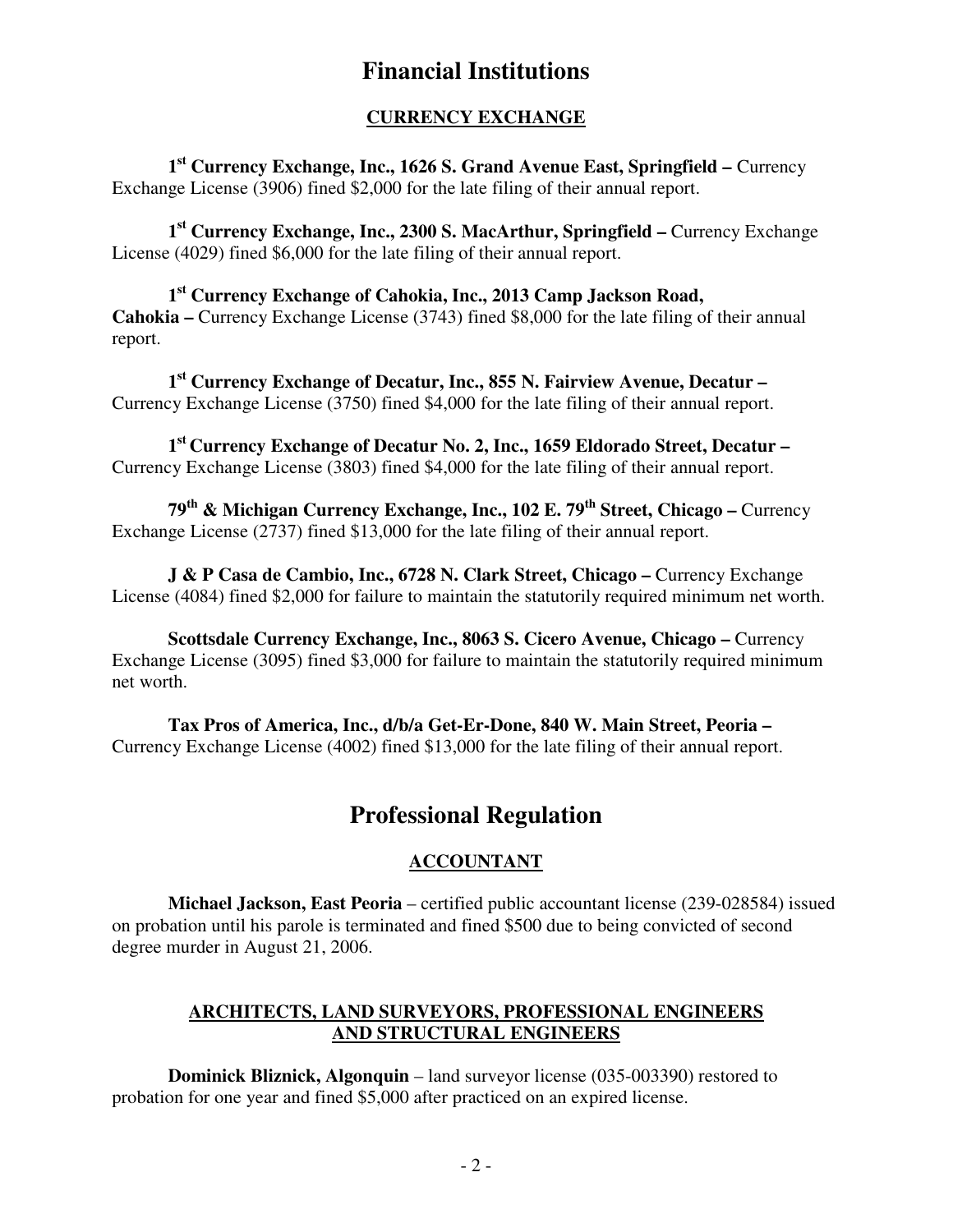# Financial Institutions

## CURRENCY EXCHANGE

**1st Currency Exchange, Inc., 1626 S. Grand Avenue East, Springfield –** Currency Exchange License (3906) fined $2,000 for the late filing of their annual report.

**1st Currency Exchange, Inc., 2300 S. MacArthur, Springfield –** Currency Exchange License (4029) fined $6,000 for the late filing of their annual report.

**1st Currency Exchange of Cahokia, Inc., 2013 Camp Jackson Road, Cahokia –** Currency Exchange License (3743) fined $8,000 for the late filing of their annual report.

**1st Currency Exchange of Decatur, Inc., 855 N. Fairview Avenue, Decatur –** Currency Exchange License (3750) fined $4,000 for the late filing of their annual report.

**1st Currency Exchange of Decatur No. 2, Inc., 1659 Eldorado Street, Decatur –** Currency Exchange License (3803) fined $4,000 for the late filing of their annual report.

**79th & Michigan Currency Exchange, Inc., 102 E. 79th Street, Chicago –** Currency Exchange License (2737) fined $13,000 for the late filing of their annual report.

**J & P Casa de Cambio, Inc., 6728 N. Clark Street, Chicago –** Currency Exchange License (4084) fined $2,000 for failure to maintain the statutorily required minimum net worth.

**Scottsdale Currency Exchange, Inc., 8063 S. Cicero Avenue, Chicago –** Currency Exchange License (3095) fined $3,000 for failure to maintain the statutorily required minimum net worth.

**Tax Pros of America, Inc., d/b/a Get-Er-Done, 840 W. Main Street, Peoria –** Currency Exchange License (4002) fined $13,000 for the late filing of their annual report.

# Professional Regulation

## ACCOUNTANT

**Michael Jackson, East Peoria** – certified public accountant license (239-028584) issued on probation until his parole is terminated and fined $500 due to being convicted of second degree murder in August 21, 2006.

## ARCHITECTS, LAND SURVEYORS, PROFESSIONAL ENGINEERS AND STRUCTURAL ENGINEERS

**Dominick Bliznick, Algonquin** – land surveyor license (035-003390) restored to probation for one year and fined $5,000 after practiced on an expired license.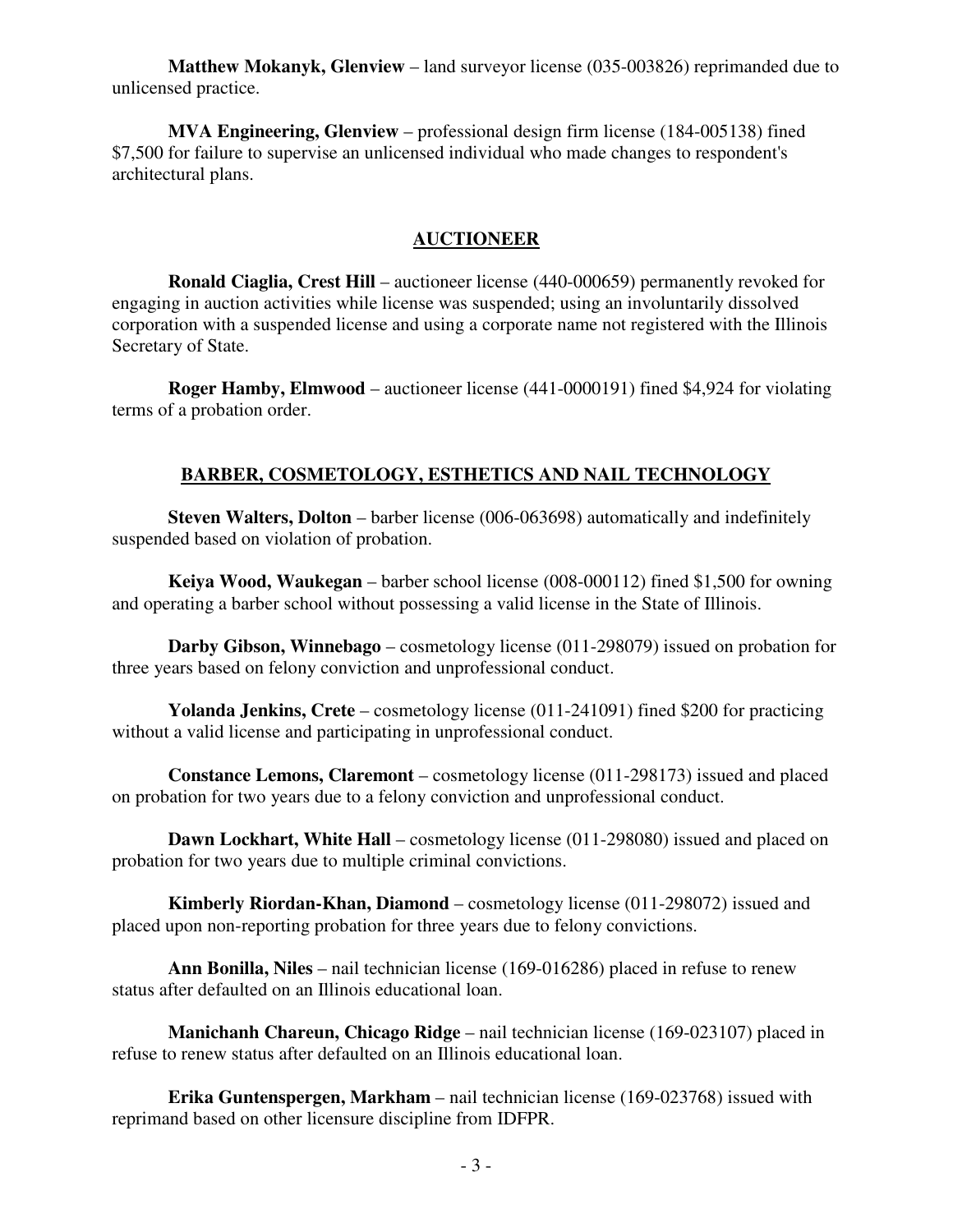**Matthew Mokanyk, Glenview** – land surveyor license (035-003826) reprimanded due to unlicensed practice.

**MVA Engineering, Glenview** – professional design firm license (184-005138) fined $7,500 for failure to supervise an unlicensed individual who made changes to respondent's architectural plans.

## AUCTIONEER

**Ronald Ciaglia, Crest Hill** – auctioneer license (440-000659) permanently revoked for engaging in auction activities while license was suspended; using an involuntarily dissolved corporation with a suspended license and using a corporate name not registered with the Illinois Secretary of State.

**Roger Hamby, Elmwood** – auctioneer license (441-0000191) fined $4,924 for violating terms of a probation order.

## BARBER, COSMETOLOGY, ESTHETICS AND NAIL TECHNOLOGY

**Steven Walters, Dolton** – barber license (006-063698) automatically and indefinitely suspended based on violation of probation.

**Keiya Wood, Waukegan** – barber school license (008-000112) fined $1,500 for owning and operating a barber school without possessing a valid license in the State of Illinois.

**Darby Gibson, Winnebago** – cosmetology license (011-298079) issued on probation for three years based on felony conviction and unprofessional conduct.

**Yolanda Jenkins, Crete** – cosmetology license (011-241091) fined $200 for practicing without a valid license and participating in unprofessional conduct.

**Constance Lemons, Claremont** – cosmetology license (011-298173) issued and placed on probation for two years due to a felony conviction and unprofessional conduct.

**Dawn Lockhart, White Hall** – cosmetology license (011-298080) issued and placed on probation for two years due to multiple criminal convictions.

**Kimberly Riordan-Khan, Diamond** – cosmetology license (011-298072) issued and placed upon non-reporting probation for three years due to felony convictions.

**Ann Bonilla, Niles** – nail technician license (169-016286) placed in refuse to renew status after defaulted on an Illinois educational loan.

**Manichanh Chareun, Chicago Ridge** – nail technician license (169-023107) placed in refuse to renew status after defaulted on an Illinois educational loan.

**Erika Guntenspergen, Markham** – nail technician license (169-023768) issued with reprimand based on other licensure discipline from IDFPR.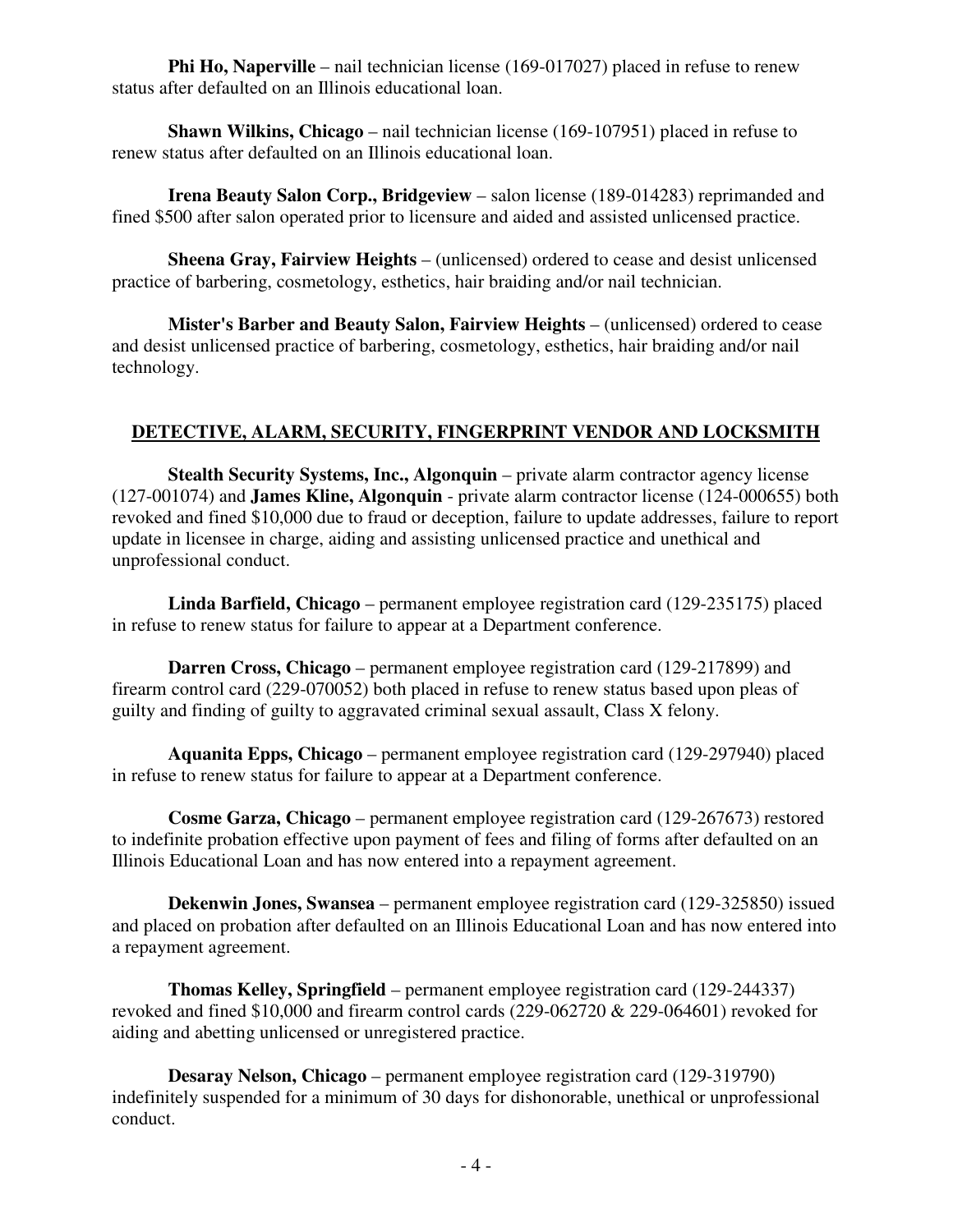**Phi Ho, Naperville** – nail technician license (169-017027) placed in refuse to renew status after defaulted on an Illinois educational loan.

**Shawn Wilkins, Chicago** – nail technician license (169-107951) placed in refuse to renew status after defaulted on an Illinois educational loan.

**Irena Beauty Salon Corp., Bridgeview** – salon license (189-014283) reprimanded and fined $500 after salon operated prior to licensure and aided and assisted unlicensed practice.

**Sheena Gray, Fairview Heights** – (unlicensed) ordered to cease and desist unlicensed practice of barbering, cosmetology, esthetics, hair braiding and/or nail technician.

**Mister's Barber and Beauty Salon, Fairview Heights** – (unlicensed) ordered to cease and desist unlicensed practice of barbering, cosmetology, esthetics, hair braiding and/or nail technology.

## DETECTIVE, ALARM, SECURITY, FINGERPRINT VENDOR AND LOCKSMITH

**Stealth Security Systems, Inc., Algonquin** – private alarm contractor agency license (127-001074) and **James Kline, Algonquin** - private alarm contractor license (124-000655) both revoked and fined $10,000 due to fraud or deception, failure to update addresses, failure to report update in licensee in charge, aiding and assisting unlicensed practice and unethical and unprofessional conduct.

**Linda Barfield, Chicago** – permanent employee registration card (129-235175) placed in refuse to renew status for failure to appear at a Department conference.

**Darren Cross, Chicago** – permanent employee registration card (129-217899) and firearm control card (229-070052) both placed in refuse to renew status based upon pleas of guilty and finding of guilty to aggravated criminal sexual assault, Class X felony.

**Aquanita Epps, Chicago** – permanent employee registration card (129-297940) placed in refuse to renew status for failure to appear at a Department conference.

**Cosme Garza, Chicago** – permanent employee registration card (129-267673) restored to indefinite probation effective upon payment of fees and filing of forms after defaulted on an Illinois Educational Loan and has now entered into a repayment agreement.

**Dekenwin Jones, Swansea** – permanent employee registration card (129-325850) issued and placed on probation after defaulted on an Illinois Educational Loan and has now entered into a repayment agreement.

**Thomas Kelley, Springfield** – permanent employee registration card (129-244337) revoked and fined $10,000 and firearm control cards (229-062720 & 229-064601) revoked for aiding and abetting unlicensed or unregistered practice.

**Desaray Nelson, Chicago** – permanent employee registration card (129-319790) indefinitely suspended for a minimum of 30 days for dishonorable, unethical or unprofessional conduct.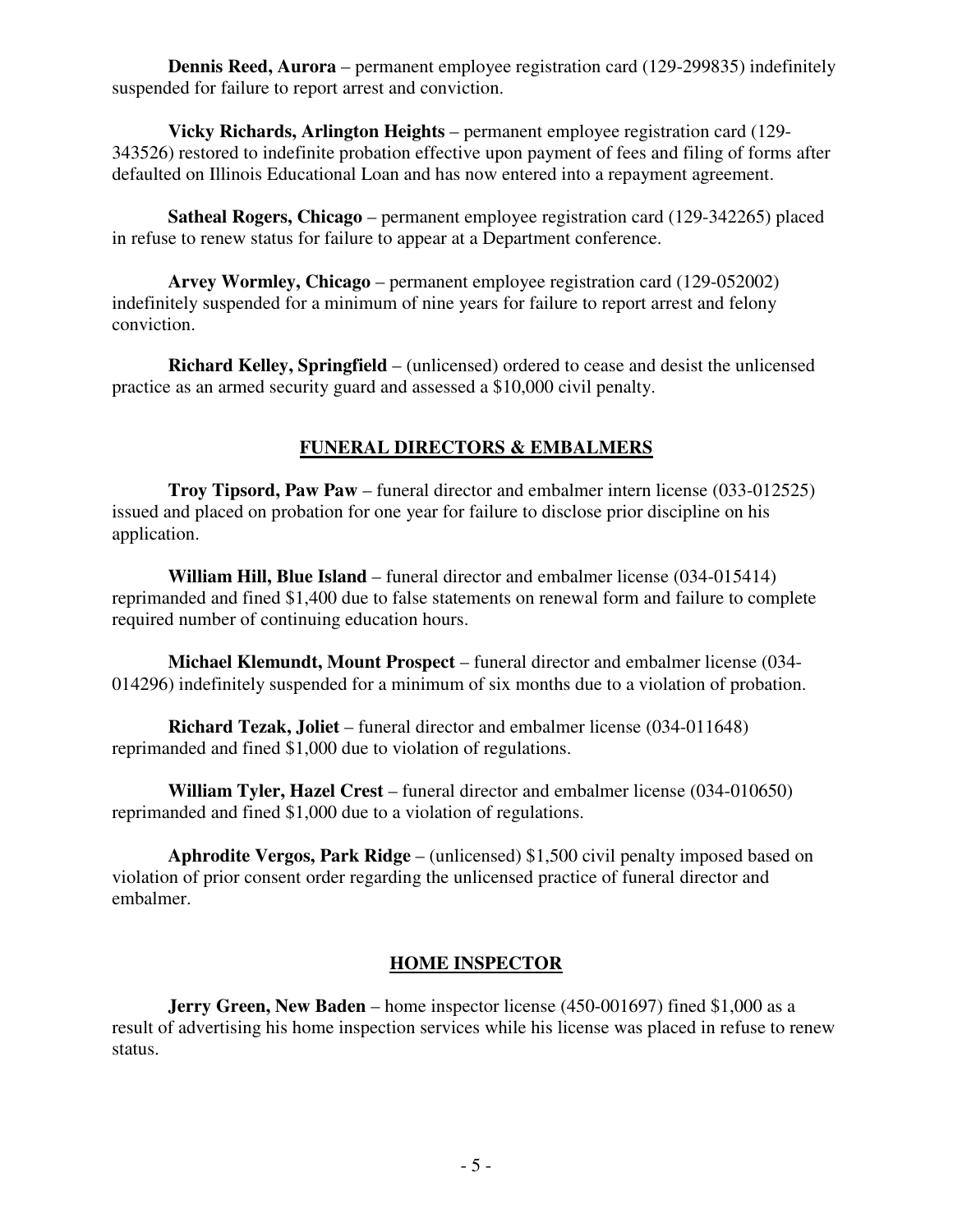**Dennis Reed, Aurora** – permanent employee registration card (129-299835) indefinitely suspended for failure to report arrest and conviction.

**Vicky Richards, Arlington Heights** – permanent employee registration card (129-343526) restored to indefinite probation effective upon payment of fees and filing of forms after defaulted on Illinois Educational Loan and has now entered into a repayment agreement.

**Satheal Rogers, Chicago** – permanent employee registration card (129-342265) placed in refuse to renew status for failure to appear at a Department conference.

**Arvey Wormley, Chicago** – permanent employee registration card (129-052002) indefinitely suspended for a minimum of nine years for failure to report arrest and felony conviction.

**Richard Kelley, Springfield** – (unlicensed) ordered to cease and desist the unlicensed practice as an armed security guard and assessed a $10,000 civil penalty.

## FUNERAL DIRECTORS & EMBALMERS

**Troy Tipsord, Paw Paw** – funeral director and embalmer intern license (033-012525) issued and placed on probation for one year for failure to disclose prior discipline on his application.

**William Hill, Blue Island** – funeral director and embalmer license (034-015414) reprimanded and fined $1,400 due to false statements on renewal form and failure to complete required number of continuing education hours.

**Michael Klemundt, Mount Prospect** – funeral director and embalmer license (034-014296) indefinitely suspended for a minimum of six months due to a violation of probation.

**Richard Tezak, Joliet** – funeral director and embalmer license (034-011648) reprimanded and fined $1,000 due to violation of regulations.

**William Tyler, Hazel Crest** – funeral director and embalmer license (034-010650) reprimanded and fined $1,000 due to a violation of regulations.

**Aphrodite Vergos, Park Ridge** – (unlicensed) $1,500 civil penalty imposed based on violation of prior consent order regarding the unlicensed practice of funeral director and embalmer.

## HOME INSPECTOR

**Jerry Green, New Baden** – home inspector license (450-001697) fined $1,000 as a result of advertising his home inspection services while his license was placed in refuse to renew status.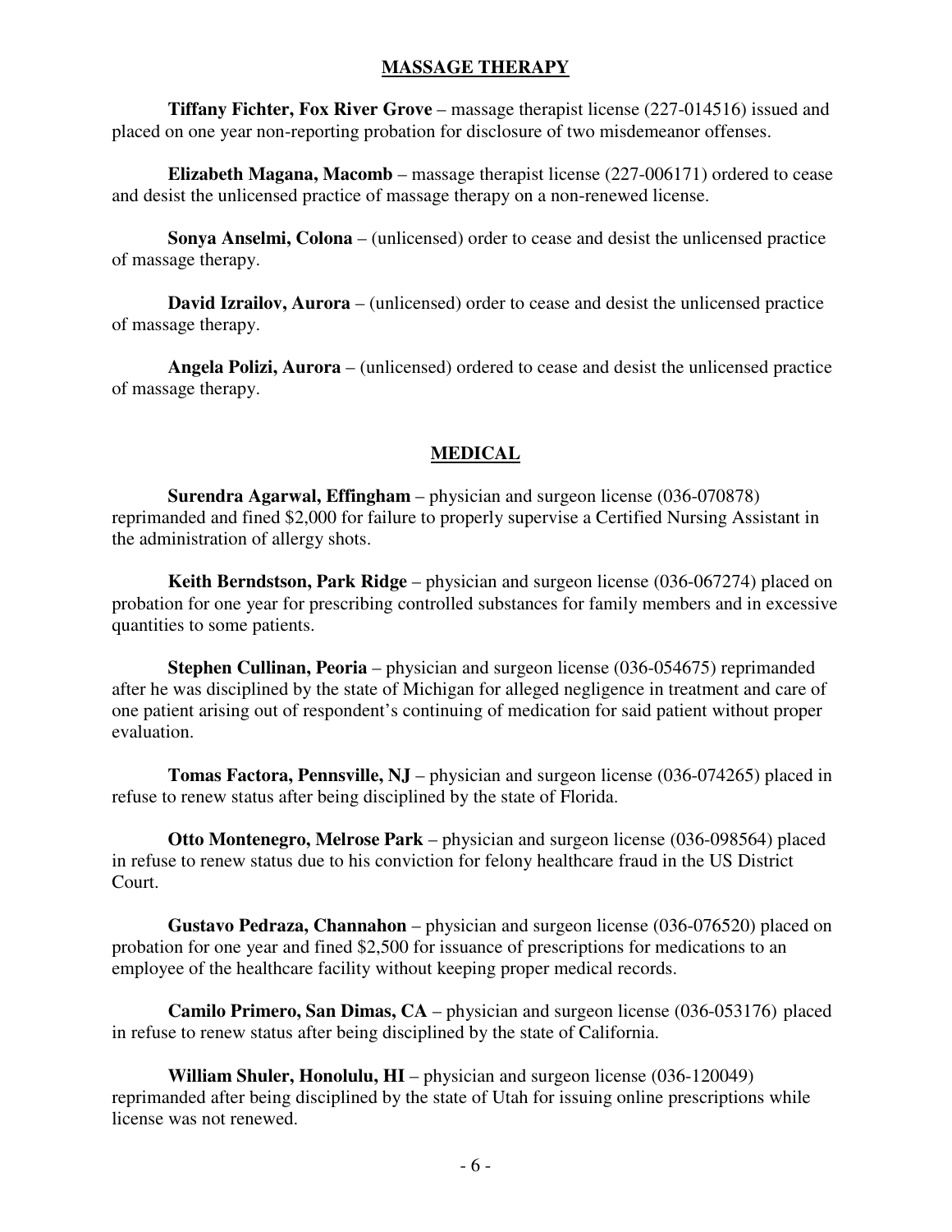## MASSAGE THERAPY

**Tiffany Fichter, Fox River Grove** – massage therapist license (227-014516) issued and placed on one year non-reporting probation for disclosure of two misdemeanor offenses.

**Elizabeth Magana, Macomb** – massage therapist license (227-006171) ordered to cease and desist the unlicensed practice of massage therapy on a non-renewed license.

**Sonya Anselmi, Colona** – (unlicensed) order to cease and desist the unlicensed practice of massage therapy.

**David Izrailov, Aurora** – (unlicensed) order to cease and desist the unlicensed practice of massage therapy.

**Angela Polizi, Aurora** – (unlicensed) ordered to cease and desist the unlicensed practice of massage therapy.

## MEDICAL

**Surendra Agarwal, Effingham** – physician and surgeon license (036-070878) reprimanded and fined $2,000 for failure to properly supervise a Certified Nursing Assistant in the administration of allergy shots.

**Keith Berndstson, Park Ridge** – physician and surgeon license (036-067274) placed on probation for one year for prescribing controlled substances for family members and in excessive quantities to some patients.

**Stephen Cullinan, Peoria** – physician and surgeon license (036-054675) reprimanded after he was disciplined by the state of Michigan for alleged negligence in treatment and care of one patient arising out of respondent's continuing of medication for said patient without proper evaluation.

**Tomas Factora, Pennsville, NJ** – physician and surgeon license (036-074265) placed in refuse to renew status after being disciplined by the state of Florida.

**Otto Montenegro, Melrose Park** – physician and surgeon license (036-098564) placed in refuse to renew status due to his conviction for felony healthcare fraud in the US District Court.

**Gustavo Pedraza, Channahon** – physician and surgeon license (036-076520) placed on probation for one year and fined $2,500 for issuance of prescriptions for medications to an employee of the healthcare facility without keeping proper medical records.

**Camilo Primero, San Dimas, CA** – physician and surgeon license (036-053176) placed in refuse to renew status after being disciplined by the state of California.

**William Shuler, Honolulu, HI** – physician and surgeon license (036-120049) reprimanded after being disciplined by the state of Utah for issuing online prescriptions while license was not renewed.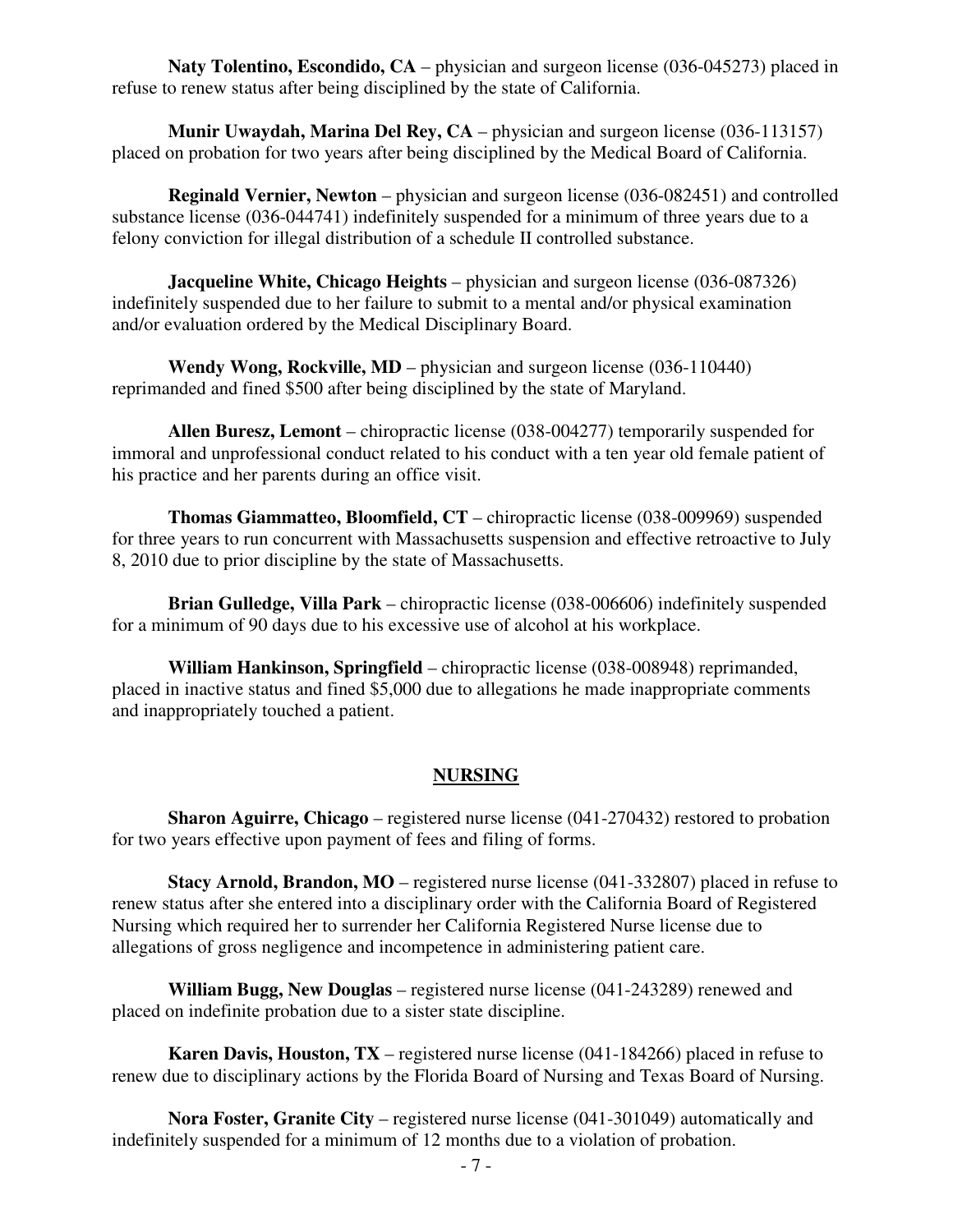**Naty Tolentino, Escondido, CA** – physician and surgeon license (036-045273) placed in refuse to renew status after being disciplined by the state of California.

**Munir Uwaydah, Marina Del Rey, CA** – physician and surgeon license (036-113157) placed on probation for two years after being disciplined by the Medical Board of California.

**Reginald Vernier, Newton** – physician and surgeon license (036-082451) and controlled substance license (036-044741) indefinitely suspended for a minimum of three years due to a felony conviction for illegal distribution of a schedule II controlled substance.

**Jacqueline White, Chicago Heights** – physician and surgeon license (036-087326) indefinitely suspended due to her failure to submit to a mental and/or physical examination and/or evaluation ordered by the Medical Disciplinary Board.

**Wendy Wong, Rockville, MD** – physician and surgeon license (036-110440) reprimanded and fined $500 after being disciplined by the state of Maryland.

**Allen Buresz, Lemont** – chiropractic license (038-004277) temporarily suspended for immoral and unprofessional conduct related to his conduct with a ten year old female patient of his practice and her parents during an office visit.

**Thomas Giammatteo, Bloomfield, CT** – chiropractic license (038-009969) suspended for three years to run concurrent with Massachusetts suspension and effective retroactive to July 8, 2010 due to prior discipline by the state of Massachusetts.

**Brian Gulledge, Villa Park** – chiropractic license (038-006606) indefinitely suspended for a minimum of 90 days due to his excessive use of alcohol at his workplace.

**William Hankinson, Springfield** – chiropractic license (038-008948) reprimanded, placed in inactive status and fined $5,000 due to allegations he made inappropriate comments and inappropriately touched a patient.

## NURSING

**Sharon Aguirre, Chicago** – registered nurse license (041-270432) restored to probation for two years effective upon payment of fees and filing of forms.

**Stacy Arnold, Brandon, MO** – registered nurse license (041-332807) placed in refuse to renew status after she entered into a disciplinary order with the California Board of Registered Nursing which required her to surrender her California Registered Nurse license due to allegations of gross negligence and incompetence in administering patient care.

**William Bugg, New Douglas** – registered nurse license (041-243289) renewed and placed on indefinite probation due to a sister state discipline.

**Karen Davis, Houston, TX** – registered nurse license (041-184266) placed in refuse to renew due to disciplinary actions by the Florida Board of Nursing and Texas Board of Nursing.

**Nora Foster, Granite City** – registered nurse license (041-301049) automatically and indefinitely suspended for a minimum of 12 months due to a violation of probation.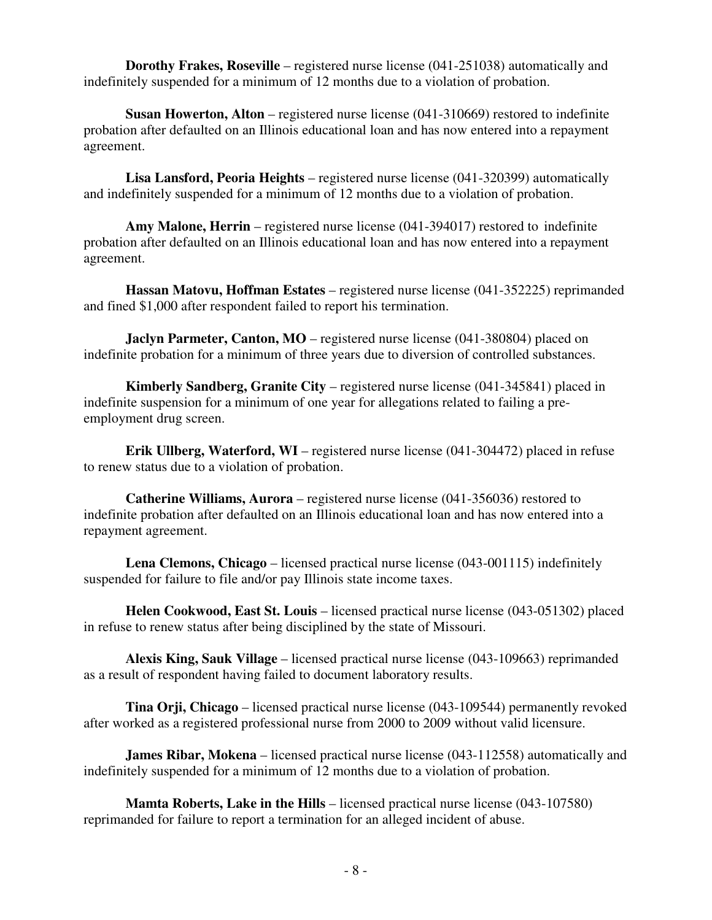**Dorothy Frakes, Roseville** – registered nurse license (041-251038) automatically and indefinitely suspended for a minimum of 12 months due to a violation of probation.

**Susan Howerton, Alton** – registered nurse license (041-310669) restored to indefinite probation after defaulted on an Illinois educational loan and has now entered into a repayment agreement.

**Lisa Lansford, Peoria Heights** – registered nurse license (041-320399) automatically and indefinitely suspended for a minimum of 12 months due to a violation of probation.

**Amy Malone, Herrin** – registered nurse license (041-394017) restored to indefinite probation after defaulted on an Illinois educational loan and has now entered into a repayment agreement.

**Hassan Matovu, Hoffman Estates** – registered nurse license (041-352225) reprimanded and fined $1,000 after respondent failed to report his termination.

**Jaclyn Parmeter, Canton, MO** – registered nurse license (041-380804) placed on indefinite probation for a minimum of three years due to diversion of controlled substances.

**Kimberly Sandberg, Granite City** – registered nurse license (041-345841) placed in indefinite suspension for a minimum of one year for allegations related to failing a pre-employment drug screen.

**Erik Ullberg, Waterford, WI** – registered nurse license (041-304472) placed in refuse to renew status due to a violation of probation.

**Catherine Williams, Aurora** – registered nurse license (041-356036) restored to indefinite probation after defaulted on an Illinois educational loan and has now entered into a repayment agreement.

**Lena Clemons, Chicago** – licensed practical nurse license (043-001115) indefinitely suspended for failure to file and/or pay Illinois state income taxes.

**Helen Cookwood, East St. Louis** – licensed practical nurse license (043-051302) placed in refuse to renew status after being disciplined by the state of Missouri.

**Alexis King, Sauk Village** – licensed practical nurse license (043-109663) reprimanded as a result of respondent having failed to document laboratory results.

**Tina Orji, Chicago** – licensed practical nurse license (043-109544) permanently revoked after worked as a registered professional nurse from 2000 to 2009 without valid licensure.

**James Ribar, Mokena** – licensed practical nurse license (043-112558) automatically and indefinitely suspended for a minimum of 12 months due to a violation of probation.

**Mamta Roberts, Lake in the Hills** – licensed practical nurse license (043-107580) reprimanded for failure to report a termination for an alleged incident of abuse.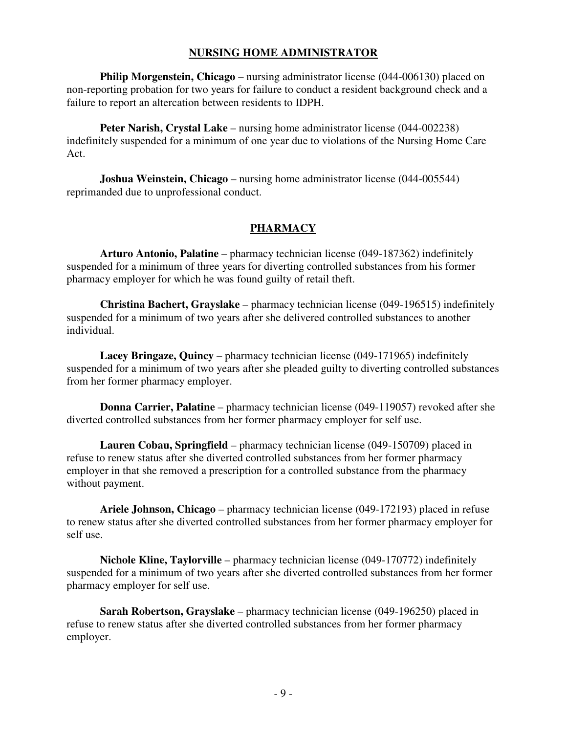## NURSING HOME ADMINISTRATOR

**Philip Morgenstein, Chicago** – nursing administrator license (044-006130) placed on non-reporting probation for two years for failure to conduct a resident background check and a failure to report an altercation between residents to IDPH.

**Peter Narish, Crystal Lake** – nursing home administrator license (044-002238) indefinitely suspended for a minimum of one year due to violations of the Nursing Home Care Act.

**Joshua Weinstein, Chicago** – nursing home administrator license (044-005544) reprimanded due to unprofessional conduct.

## PHARMACY

**Arturo Antonio, Palatine** – pharmacy technician license (049-187362) indefinitely suspended for a minimum of three years for diverting controlled substances from his former pharmacy employer for which he was found guilty of retail theft.

**Christina Bachert, Grayslake** – pharmacy technician license (049-196515) indefinitely suspended for a minimum of two years after she delivered controlled substances to another individual.

**Lacey Bringaze, Quincy** – pharmacy technician license (049-171965) indefinitely suspended for a minimum of two years after she pleaded guilty to diverting controlled substances from her former pharmacy employer.

**Donna Carrier, Palatine** – pharmacy technician license (049-119057) revoked after she diverted controlled substances from her former pharmacy employer for self use.

**Lauren Cobau, Springfield** – pharmacy technician license (049-150709) placed in refuse to renew status after she diverted controlled substances from her former pharmacy employer in that she removed a prescription for a controlled substance from the pharmacy without payment.

**Ariele Johnson, Chicago** – pharmacy technician license (049-172193) placed in refuse to renew status after she diverted controlled substances from her former pharmacy employer for self use.

**Nichole Kline, Taylorville** – pharmacy technician license (049-170772) indefinitely suspended for a minimum of two years after she diverted controlled substances from her former pharmacy employer for self use.

**Sarah Robertson, Grayslake** – pharmacy technician license (049-196250) placed in refuse to renew status after she diverted controlled substances from her former pharmacy employer.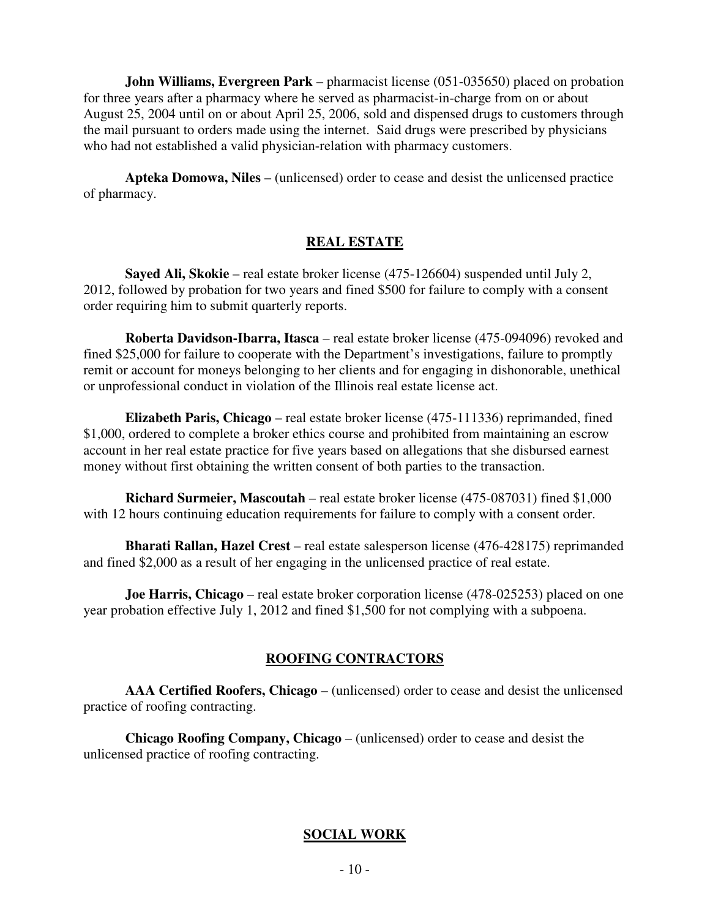**John Williams, Evergreen Park** – pharmacist license (051-035650) placed on probation for three years after a pharmacy where he served as pharmacist-in-charge from on or about August 25, 2004 until on or about April 25, 2006, sold and dispensed drugs to customers through the mail pursuant to orders made using the internet. Said drugs were prescribed by physicians who had not established a valid physician-relation with pharmacy customers.

**Apteka Domowa, Niles** – (unlicensed) order to cease and desist the unlicensed practice of pharmacy.

## REAL ESTATE

**Sayed Ali, Skokie** – real estate broker license (475-126604) suspended until July 2, 2012, followed by probation for two years and fined $500 for failure to comply with a consent order requiring him to submit quarterly reports.

**Roberta Davidson-Ibarra, Itasca** – real estate broker license (475-094096) revoked and fined $25,000 for failure to cooperate with the Department's investigations, failure to promptly remit or account for moneys belonging to her clients and for engaging in dishonorable, unethical or unprofessional conduct in violation of the Illinois real estate license act.

**Elizabeth Paris, Chicago** – real estate broker license (475-111336) reprimanded, fined $1,000, ordered to complete a broker ethics course and prohibited from maintaining an escrow account in her real estate practice for five years based on allegations that she disbursed earnest money without first obtaining the written consent of both parties to the transaction.

**Richard Surmeier, Mascoutah** – real estate broker license (475-087031) fined $1,000 with 12 hours continuing education requirements for failure to comply with a consent order.

**Bharati Rallan, Hazel Crest** – real estate salesperson license (476-428175) reprimanded and fined $2,000 as a result of her engaging in the unlicensed practice of real estate.

**Joe Harris, Chicago** – real estate broker corporation license (478-025253) placed on one year probation effective July 1, 2012 and fined $1,500 for not complying with a subpoena.

## ROOFING CONTRACTORS

**AAA Certified Roofers, Chicago** – (unlicensed) order to cease and desist the unlicensed practice of roofing contracting.

**Chicago Roofing Company, Chicago** – (unlicensed) order to cease and desist the unlicensed practice of roofing contracting.

## SOCIAL WORK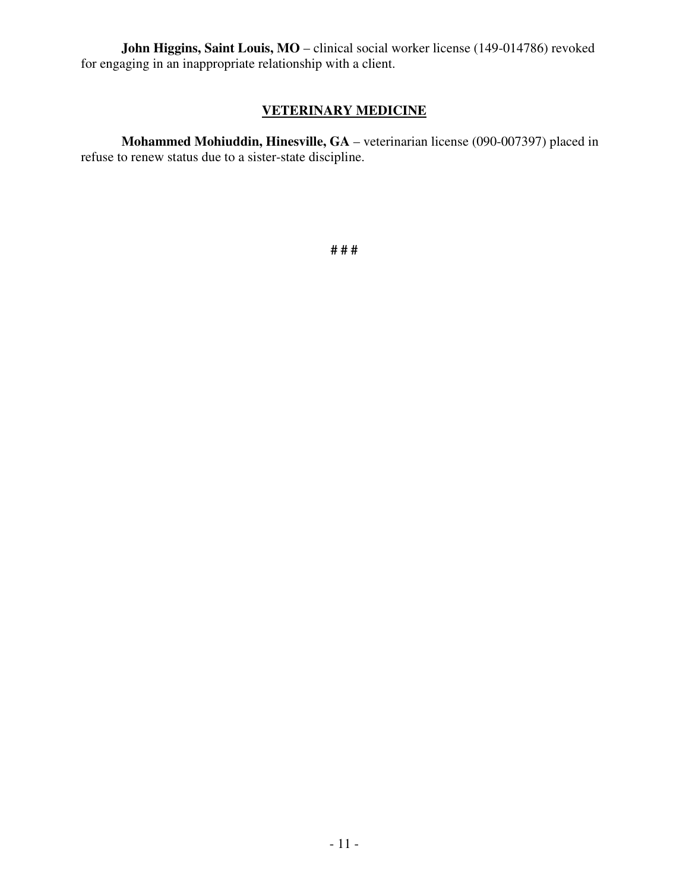**John Higgins, Saint Louis, MO** – clinical social worker license (149-014786) revoked for engaging in an inappropriate relationship with a client.

## VETERINARY MEDICINE

**Mohammed Mohiuddin, Hinesville, GA** – veterinarian license (090-007397) placed in refuse to renew status due to a sister-state discipline.

# # #